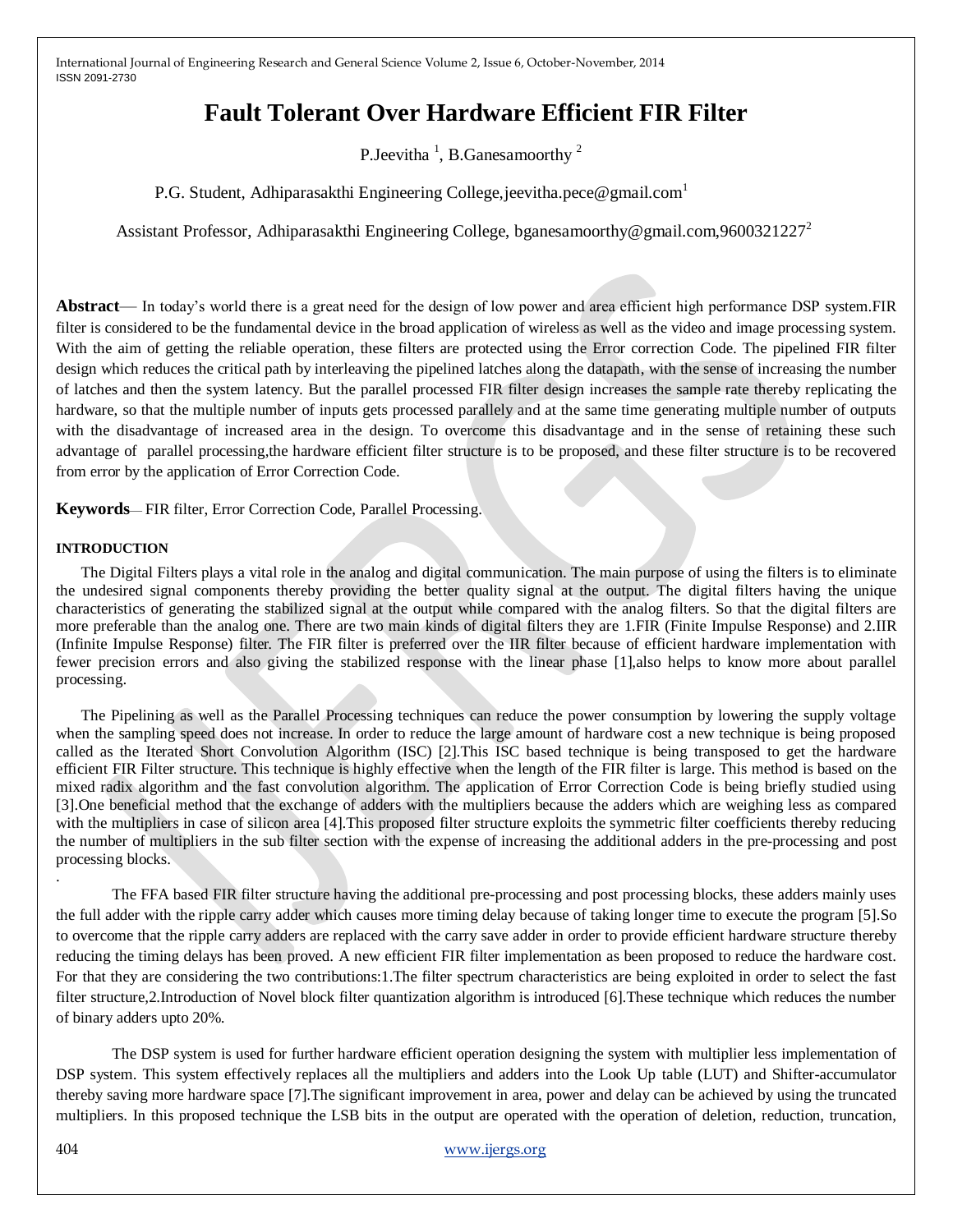# Fault Tolerant Over Hardware Efficient FIR Filter

P.Jeevitha [1], B.Ganesamoorthy [2]

P.G. Student, Adhiparasakthi Engineering College,jeevitha.pece@gmail.com[1]

Assistant Professor, Adhiparasakthi Engineering College, bganesamoorthy@gmail.com,9600321227[2]

**Abstract**— In today's world there is a great need for the design of low power and area efficient high performance DSP system.FIR filter is considered to be the fundamental device in the broad application of wireless as well as the video and image processing system. With the aim of getting the reliable operation, these filters are protected using the Error correction Code. The pipelined FIR filter design which reduces the critical path by interleaving the pipelined latches along the datapath, with the sense of increasing the number of latches and then the system latency. But the parallel processed FIR filter design increases the sample rate thereby replicating the hardware, so that the multiple number of inputs gets processed parallelly and at the same time generating multiple number of outputs with the disadvantage of increased area in the design. To overcome this disadvantage and in the sense of retaining these such advantage of parallel processing,the hardware efficient filter structure is to be proposed, and these filter structure is to be recovered from error by the application of Error Correction Code.

**Keywords**— FIR filter, Error Correction Code, Parallel Processing.

## INTRODUCTION

The Digital Filters plays a vital role in the analog and digital communication. The main purpose of using the filters is to eliminate the undesired signal components thereby providing the better quality signal at the output. The digital filters having the unique characteristics of generating the stabilized signal at the output while compared with the analog filters. So that the digital filters are more preferable than the analog one. There are two main kinds of digital filters they are 1.FIR (Finite Impulse Response) and 2.IIR (Infinite Impulse Response) filter. The FIR filter is preferred over the IIR filter because of efficient hardware implementation with fewer precision errors and also giving the stabilized response with the linear phase [1],also helps to know more about parallel processing.

The Pipelining as well as the Parallel Processing techniques can reduce the power consumption by lowering the supply voltage when the sampling speed does not increase. In order to reduce the large amount of hardware cost a new technique is being proposed called as the Iterated Short Convolution Algorithm (ISC) [2].This ISC based technique is being transposed to get the hardware efficient FIR Filter structure. This technique is highly effective when the length of the FIR filter is large. This method is based on the mixed radix algorithm and the fast convolution algorithm. The application of Error Correction Code is being briefly studied using [3].One beneficial method that the exchange of adders with the multipliers because the adders which are weighing less as compared with the multipliers in case of silicon area [4].This proposed filter structure exploits the symmetric filter coefficients thereby reducing the number of multipliers in the sub filter section with the expense of increasing the additional adders in the pre-processing and post processing blocks.

.

The FFA based FIR filter structure having the additional pre-processing and post processing blocks, these adders mainly uses the full adder with the ripple carry adder which causes more timing delay because of taking longer time to execute the program [5].So to overcome that the ripple carry adders are replaced with the carry save adder in order to provide efficient hardware structure thereby reducing the timing delays has been proved. A new efficient FIR filter implementation as been proposed to reduce the hardware cost. For that they are considering the two contributions:1.The filter spectrum characteristics are being exploited in order to select the fast filter structure,2.Introduction of Novel block filter quantization algorithm is introduced [6].These technique which reduces the number of binary adders upto 20%.

The DSP system is used for further hardware efficient operation designing the system with multiplier less implementation of DSP system. This system effectively replaces all the multipliers and adders into the Look Up table (LUT) and Shifter-accumulator thereby saving more hardware space [7].The significant improvement in area, power and delay can be achieved by using the truncated multipliers. In this proposed technique the LSB bits in the output are operated with the operation of deletion, reduction, truncation,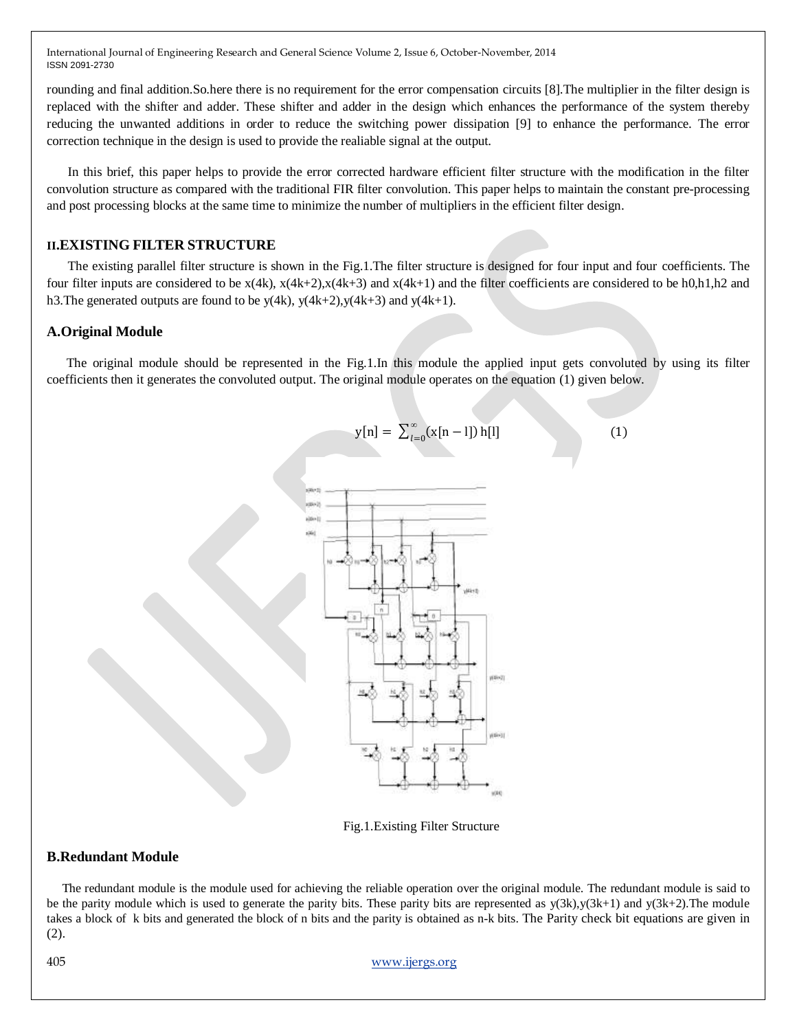rounding and final addition.So.here there is no requirement for the error compensation circuits [8].The multiplier in the filter design is replaced with the shifter and adder. These shifter and adder in the design which enhances the performance of the system thereby reducing the unwanted additions in order to reduce the switching power dissipation [9] to enhance the performance. The error correction technique in the design is used to provide the realiable signal at the output.

In this brief, this paper helps to provide the error corrected hardware efficient filter structure with the modification in the filter convolution structure as compared with the traditional FIR filter convolution. This paper helps to maintain the constant pre-processing and post processing blocks at the same time to minimize the number of multipliers in the efficient filter design.

## II.EXISTING FILTER STRUCTURE

The existing parallel filter structure is shown in the Fig.1.The filter structure is designed for four input and four coefficients. The four filter inputs are considered to be x(4k), x(4k+2),x(4k+3) and x(4k+1) and the filter coefficients are considered to be h0,h1,h2 and h3.The generated outputs are found to be y(4k), y(4k+2),y(4k+3) and y(4k+1).

### A.Original Module

The original module should be represented in the Fig.1.In this module the applied input gets convoluted by using its filter coefficients then it generates the convoluted output. The original module operates on the equation (1) given below.

$$y[n] = \sum_{l=0}^{\infty}(x[n-l])\,h[l] \qquad (1)$$

Fig.1.Existing Filter Structure

### B.Redundant Module

The redundant module is the module used for achieving the reliable operation over the original module. The redundant module is said to be the parity module which is used to generate the parity bits. These parity bits are represented as y(3k),y(3k+1) and y(3k+2).The module takes a block of k bits and generated the block of n bits and the parity is obtained as n-k bits. The Parity check bit equations are given in (2).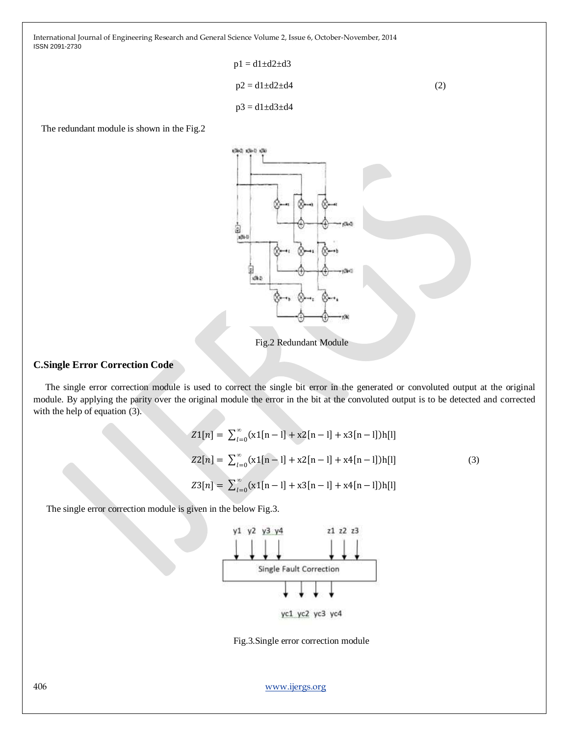$$p1 = d1 \pm d2 \pm d3$$

$$p2 = d1 \pm d2 \pm d4 \quad (2)$$

$$p3 = d1 \pm d3 \pm d4$$

The redundant module is shown in the Fig.2

Fig.2 Redundant Module

### C.Single Error Correction Code

The single error correction module is used to correct the single bit error in the generated or convoluted output at the original module. By applying the parity over the original module the error in the bit at the convoluted output is to be detected and corrected with the help of equation (3).

$$Z1[n] = \sum_{l=0}^{\infty}(x1[n-l] + x2[n-l] + x3[n-l])h[l]$$

$$Z2[n] = \sum_{l=0}^{\infty}(x1[n-l] + x2[n-l] + x4[n-l])h[l] \quad (3)$$

$$Z3[n] = \sum_{l=0}^{\infty}(x1[n-l] + x3[n-l] + x4[n-l])h[l]$$

The single error correction module is given in the below Fig.3.

Fig.3.Single error correction module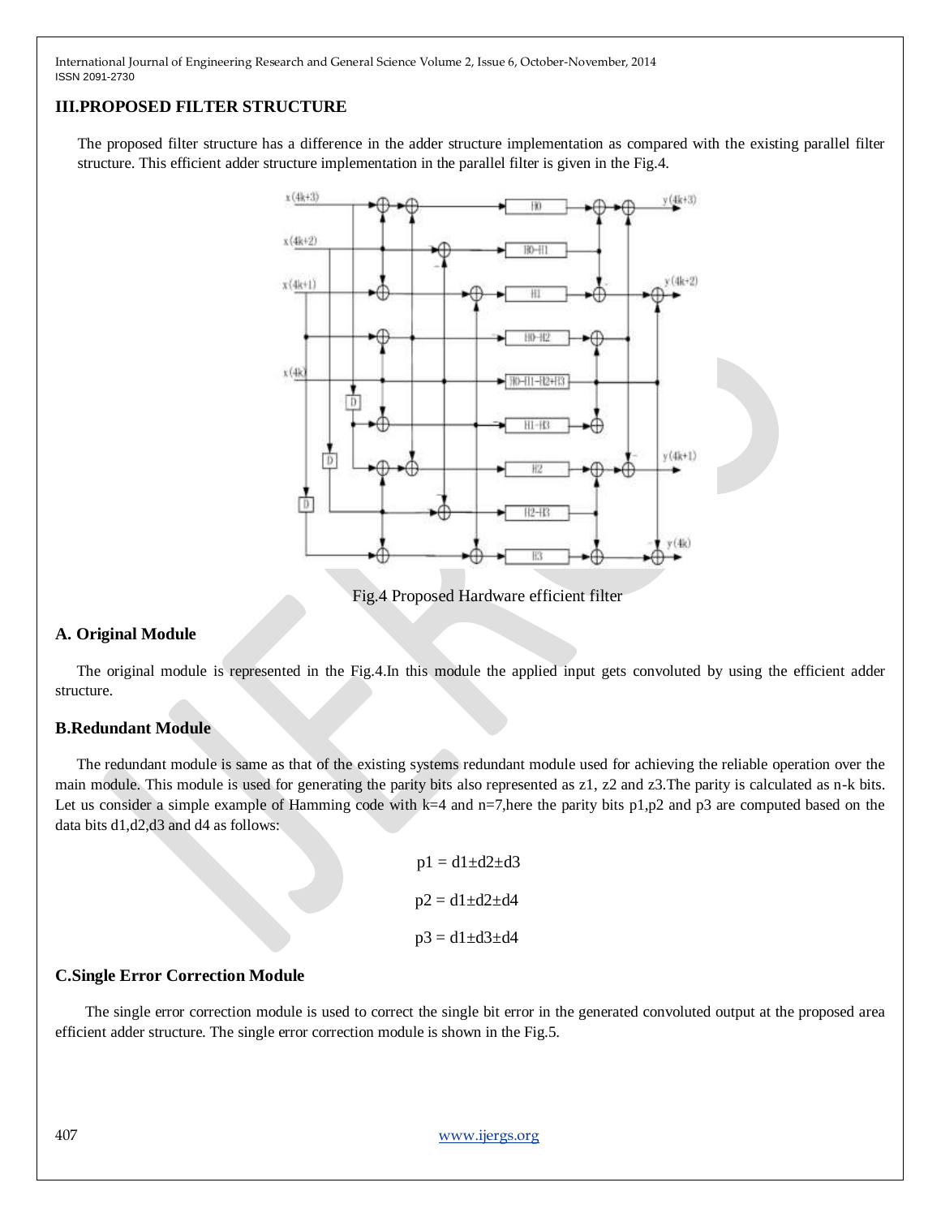## III.PROPOSED FILTER STRUCTURE

The proposed filter structure has a difference in the adder structure implementation as compared with the existing parallel filter structure. This efficient adder structure implementation in the parallel filter is given in the Fig.4.

Fig.4 Proposed Hardware efficient filter

### A. Original Module

The original module is represented in the Fig.4.In this module the applied input gets convoluted by using the efficient adder structure.

### B.Redundant Module

The redundant module is same as that of the existing systems redundant module used for achieving the reliable operation over the main module. This module is used for generating the parity bits also represented as z1, z2 and z3.The parity is calculated as n-k bits. Let us consider a simple example of Hamming code with k=4 and n=7,here the parity bits p1,p2 and p3 are computed based on the data bits d1,d2,d3 and d4 as follows:

$$p1 = d1 \pm d2 \pm d3$$

$$p2 = d1 \pm d2 \pm d4$$

$$p3 = d1 \pm d3 \pm d4$$

### C.Single Error Correction Module

The single error correction module is used to correct the single bit error in the generated convoluted output at the proposed area efficient adder structure. The single error correction module is shown in the Fig.5.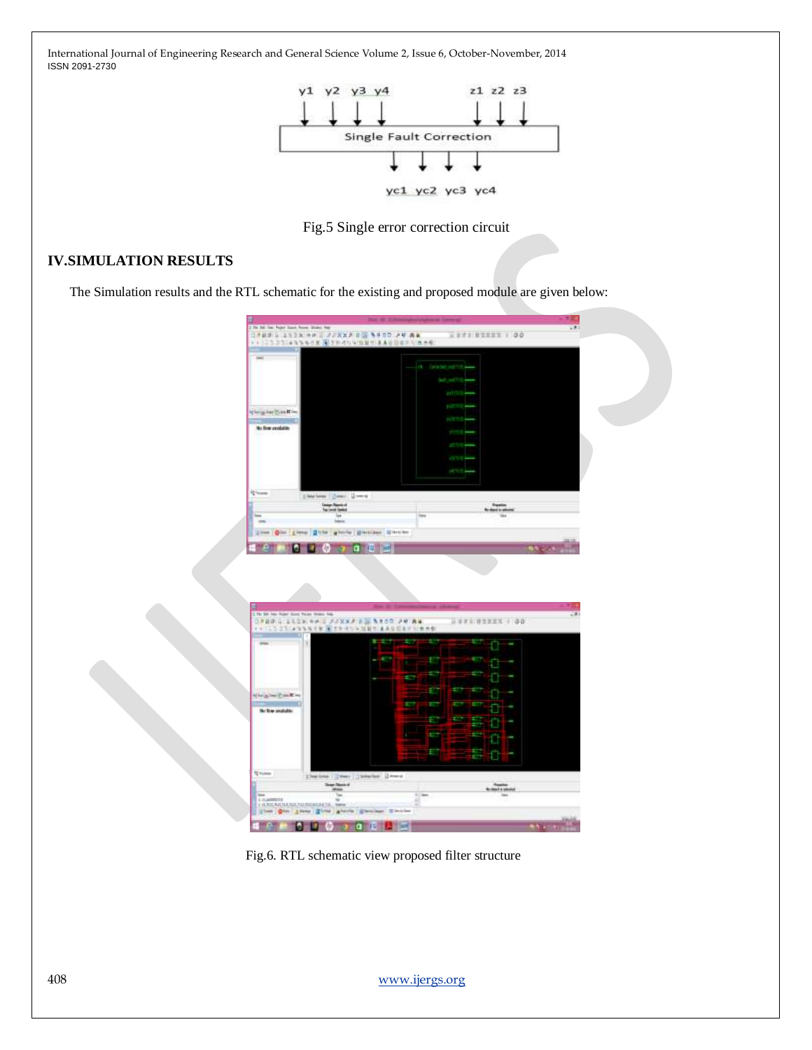Fig.5 Single error correction circuit

## IV.SIMULATION RESULTS

The Simulation results and the RTL schematic for the existing and proposed module are given below:

Fig.6. RTL schematic view proposed filter structure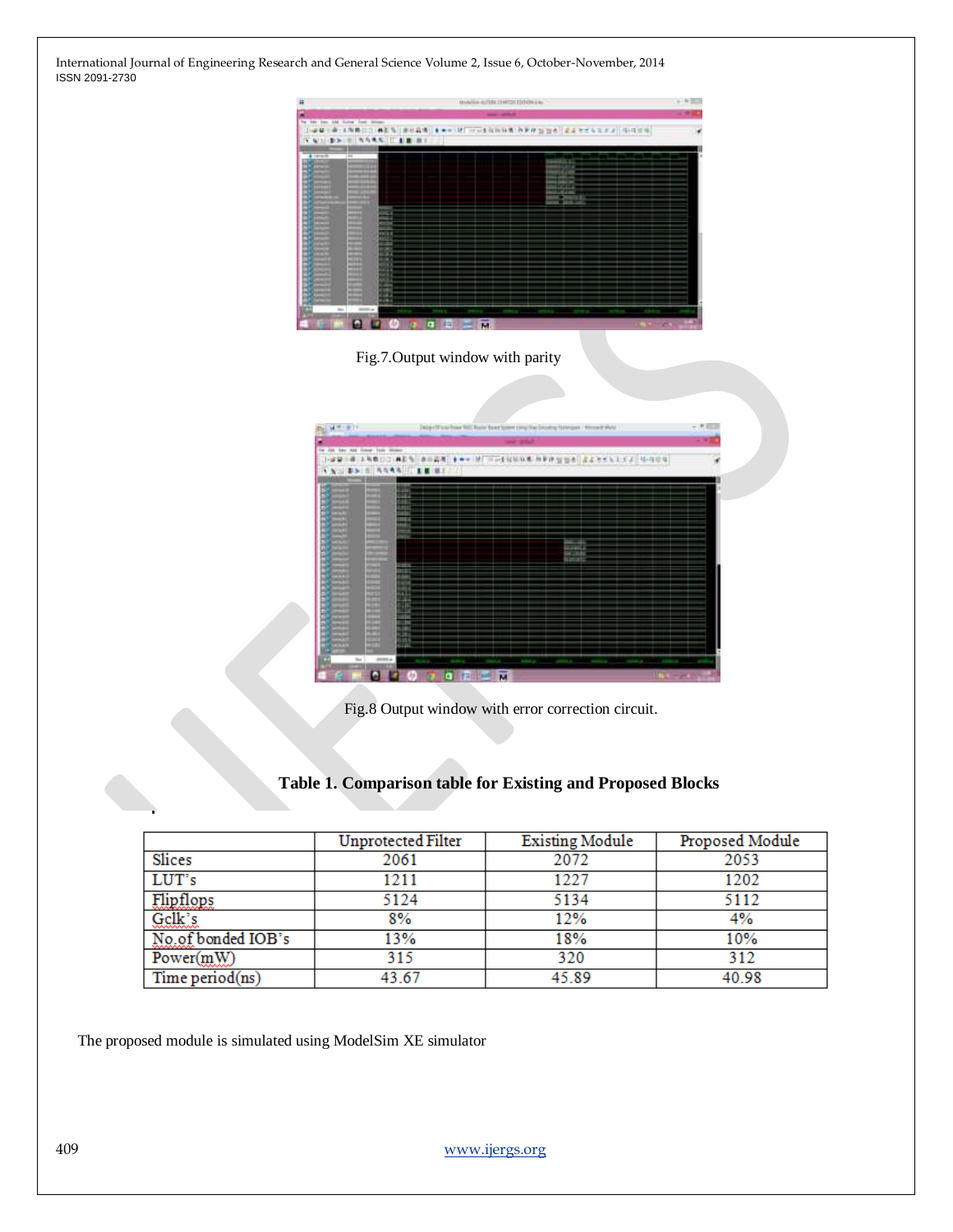Fig.7.Output window with parity

Fig.8 Output window with error correction circuit.

**Table 1. Comparison table for Existing and Proposed Blocks**

| | Unprotected Filter | Existing Module | Proposed Module |
|---|---|---|---|
| Slices | 2061 | 2072 | 2053 |
| LUT's | 1211 | 1227 | 1202 |
| Flipflops | 5124 | 5134 | 5112 |
| Gclk's | 8% | 12% | 4% |
| No.of bonded IOB's | 13% | 18% | 10% |
| Power(mW) | 315 | 320 | 312 |
| Time period(ns) | 43.67 | 45.89 | 40.98 |

The proposed module is simulated using ModelSim XE simulator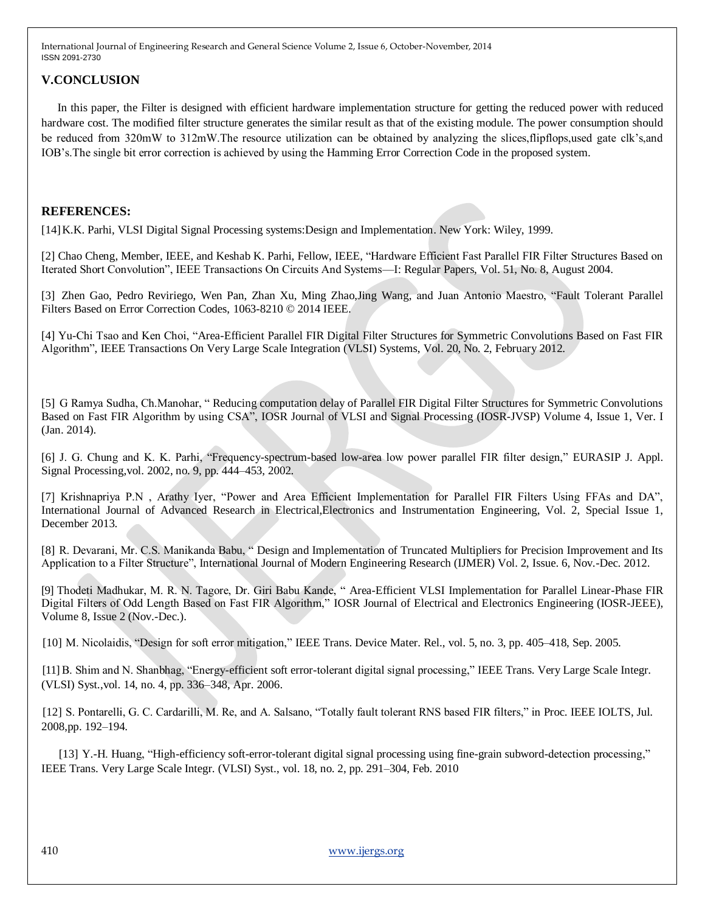## V.CONCLUSION

In this paper, the Filter is designed with efficient hardware implementation structure for getting the reduced power with reduced hardware cost. The modified filter structure generates the similar result as that of the existing module. The power consumption should be reduced from 320mW to 312mW.The resource utilization can be obtained by analyzing the slices,flipflops,used gate clk's,and IOB's.The single bit error correction is achieved by using the Hamming Error Correction Code in the proposed system.

## REFERENCES:

[14] K.K. Parhi, VLSI Digital Signal Processing systems:Design and Implementation. New York: Wiley, 1999.

[2] Chao Cheng, Member, IEEE, and Keshab K. Parhi, Fellow, IEEE, "Hardware Efficient Fast Parallel FIR Filter Structures Based on Iterated Short Convolution", IEEE Transactions On Circuits And Systems—I: Regular Papers, Vol. 51, No. 8, August 2004.

[3] Zhen Gao, Pedro Reviriego, Wen Pan, Zhan Xu, Ming Zhao,Jing Wang, and Juan Antonio Maestro, "Fault Tolerant Parallel Filters Based on Error Correction Codes, 1063-8210 © 2014 IEEE.

[4] Yu-Chi Tsao and Ken Choi, "Area-Efficient Parallel FIR Digital Filter Structures for Symmetric Convolutions Based on Fast FIR Algorithm", IEEE Transactions On Very Large Scale Integration (VLSI) Systems, Vol. 20, No. 2, February 2012.

[5] G Ramya Sudha, Ch.Manohar, " Reducing computation delay of Parallel FIR Digital Filter Structures for Symmetric Convolutions Based on Fast FIR Algorithm by using CSA", IOSR Journal of VLSI and Signal Processing (IOSR-JVSP) Volume 4, Issue 1, Ver. I (Jan. 2014).

[6] J. G. Chung and K. K. Parhi, "Frequency-spectrum-based low-area low power parallel FIR filter design," EURASIP J. Appl. Signal Processing,vol. 2002, no. 9, pp. 444–453, 2002.

[7] Krishnapriya P.N , Arathy Iyer, "Power and Area Efficient Implementation for Parallel FIR Filters Using FFAs and DA", International Journal of Advanced Research in Electrical,Electronics and Instrumentation Engineering, Vol. 2, Special Issue 1, December 2013.

[8] R. Devarani, Mr. C.S. Manikanda Babu, " Design and Implementation of Truncated Multipliers for Precision Improvement and Its Application to a Filter Structure", International Journal of Modern Engineering Research (IJMER) Vol. 2, Issue. 6, Nov.-Dec. 2012.

[9] Thodeti Madhukar, M. R. N. Tagore, Dr. Giri Babu Kande, " Area-Efficient VLSI Implementation for Parallel Linear-Phase FIR Digital Filters of Odd Length Based on Fast FIR Algorithm," IOSR Journal of Electrical and Electronics Engineering (IOSR-JEEE), Volume 8, Issue 2 (Nov.-Dec.).

[10] M. Nicolaidis, "Design for soft error mitigation," IEEE Trans. Device Mater. Rel., vol. 5, no. 3, pp. 405–418, Sep. 2005.

[11] B. Shim and N. Shanbhag, "Energy-efficient soft error-tolerant digital signal processing," IEEE Trans. Very Large Scale Integr. (VLSI) Syst.,vol. 14, no. 4, pp. 336–348, Apr. 2006.

[12] S. Pontarelli, G. C. Cardarilli, M. Re, and A. Salsano, "Totally fault tolerant RNS based FIR filters," in Proc. IEEE IOLTS, Jul. 2008,pp. 192–194.

[13] Y.-H. Huang, "High-efficiency soft-error-tolerant digital signal processing using fine-grain subword-detection processing," IEEE Trans. Very Large Scale Integr. (VLSI) Syst., vol. 18, no. 2, pp. 291–304, Feb. 2010